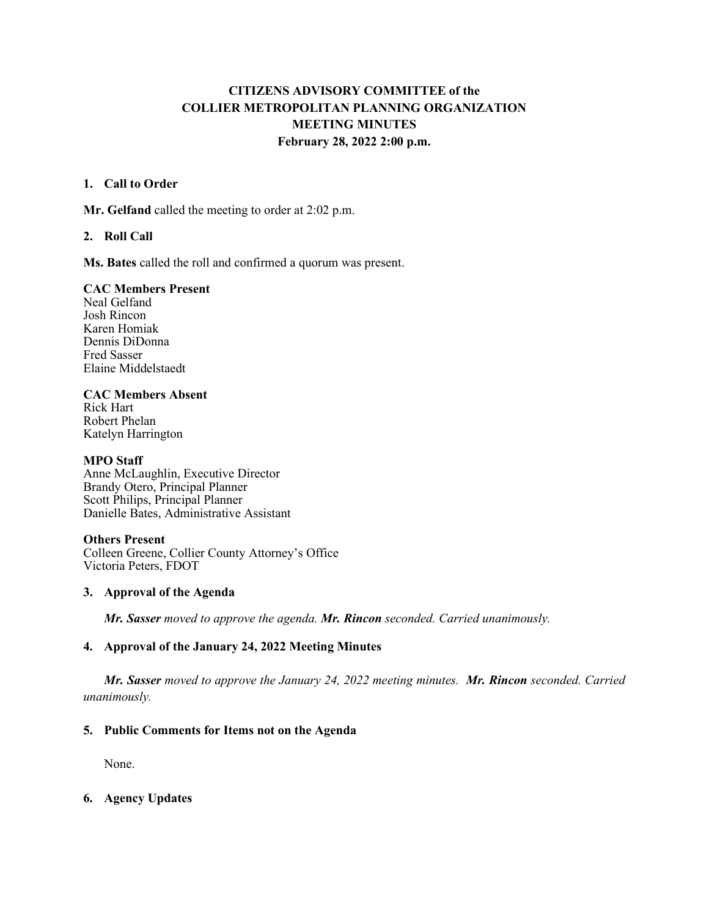# CITIZENS ADVISORY COMMITTEE of the COLLIER METROPOLITAN PLANNING ORGANIZATION MEETING MINUTES

**February 28, 2022 2:00 p.m.**

## 1. Call to Order

**Mr. Gelfand** called the meeting to order at 2:02 p.m.

## 2. Roll Call

**Ms. Bates** called the roll and confirmed a quorum was present.

**CAC Members Present**
Neal Gelfand
Josh Rincon
Karen Homiak
Dennis DiDonna
Fred Sasser
Elaine Middelstaedt

**CAC Members Absent**
Rick Hart
Robert Phelan
Katelyn Harrington

**MPO Staff**
Anne McLaughlin, Executive Director
Brandy Otero, Principal Planner
Scott Philips, Principal Planner
Danielle Bates, Administrative Assistant

**Others Present**
Colleen Greene, Collier County Attorney's Office
Victoria Peters, FDOT

## 3. Approval of the Agenda

***Mr. Sasser*** *moved to approve the agenda.* ***Mr. Rincon*** *seconded. Carried unanimously.*

## 4. Approval of the January 24, 2022 Meeting Minutes

***Mr. Sasser*** *moved to approve the January 24, 2022 meeting minutes.* ***Mr. Rincon*** *seconded. Carried unanimously.*

## 5. Public Comments for Items not on the Agenda

None.

## 6. Agency Updates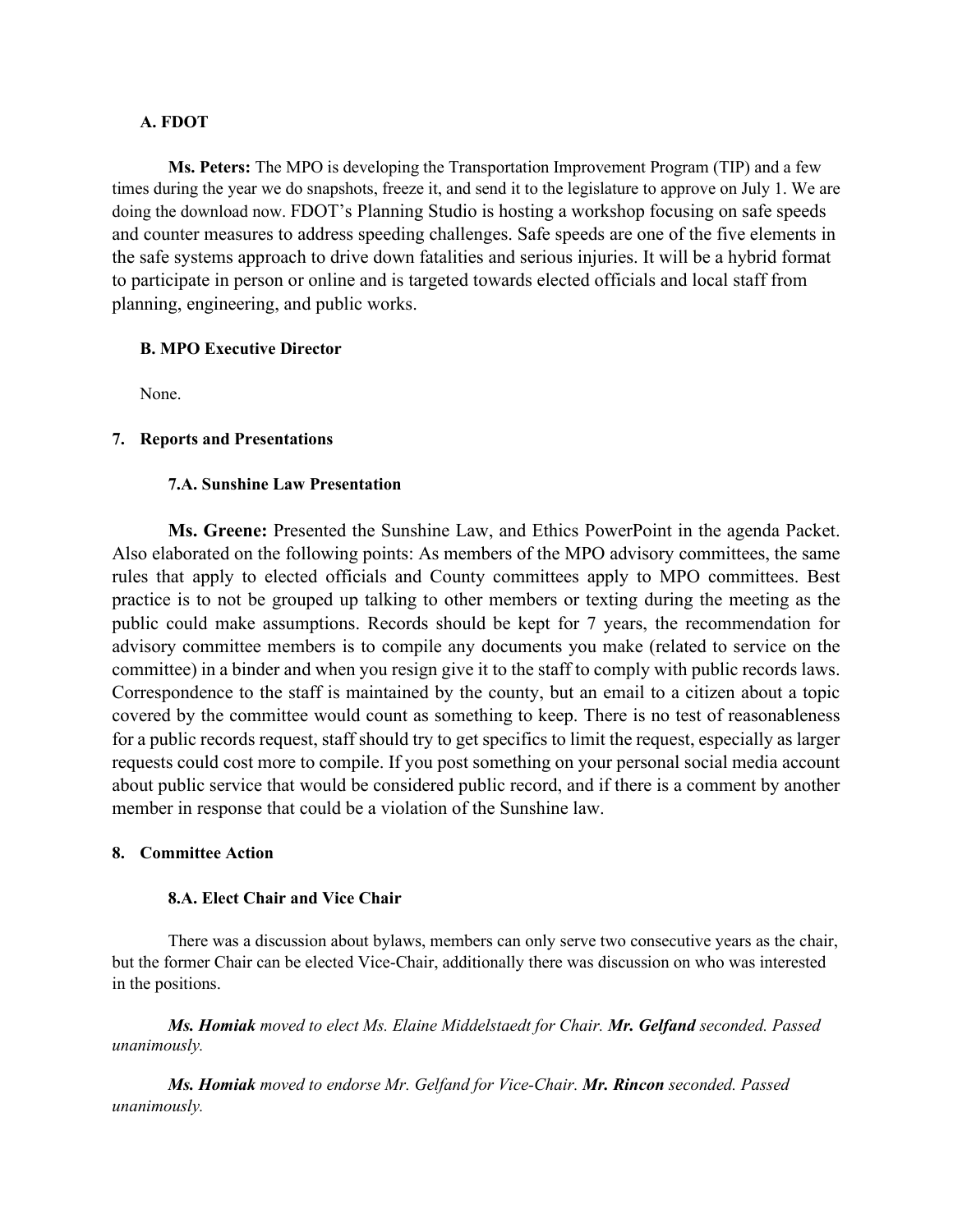### A. FDOT

**Ms. Peters:** The MPO is developing the Transportation Improvement Program (TIP) and a few times during the year we do snapshots, freeze it, and send it to the legislature to approve on July 1. We are doing the download now. FDOT's Planning Studio is hosting a workshop focusing on safe speeds and counter measures to address speeding challenges. Safe speeds are one of the five elements in the safe systems approach to drive down fatalities and serious injuries. It will be a hybrid format to participate in person or online and is targeted towards elected officials and local staff from planning, engineering, and public works.

### B. MPO Executive Director

None.

## 7. Reports and Presentations

### 7.A. Sunshine Law Presentation

**Ms. Greene:** Presented the Sunshine Law, and Ethics PowerPoint in the agenda Packet. Also elaborated on the following points: As members of the MPO advisory committees, the same rules that apply to elected officials and County committees apply to MPO committees. Best practice is to not be grouped up talking to other members or texting during the meeting as the public could make assumptions. Records should be kept for 7 years, the recommendation for advisory committee members is to compile any documents you make (related to service on the committee) in a binder and when you resign give it to the staff to comply with public records laws. Correspondence to the staff is maintained by the county, but an email to a citizen about a topic covered by the committee would count as something to keep. There is no test of reasonableness for a public records request, staff should try to get specifics to limit the request, especially as larger requests could cost more to compile. If you post something on your personal social media account about public service that would be considered public record, and if there is a comment by another member in response that could be a violation of the Sunshine law.

## 8. Committee Action

### 8.A. Elect Chair and Vice Chair

There was a discussion about bylaws, members can only serve two consecutive years as the chair, but the former Chair can be elected Vice-Chair, additionally there was discussion on who was interested in the positions.

***Ms. Homiak*** *moved to elect Ms. Elaine Middelstaedt for Chair.* ***Mr. Gelfand*** *seconded. Passed unanimously.*

***Ms. Homiak*** *moved to endorse Mr. Gelfand for Vice-Chair.* ***Mr. Rincon*** *seconded. Passed unanimously.*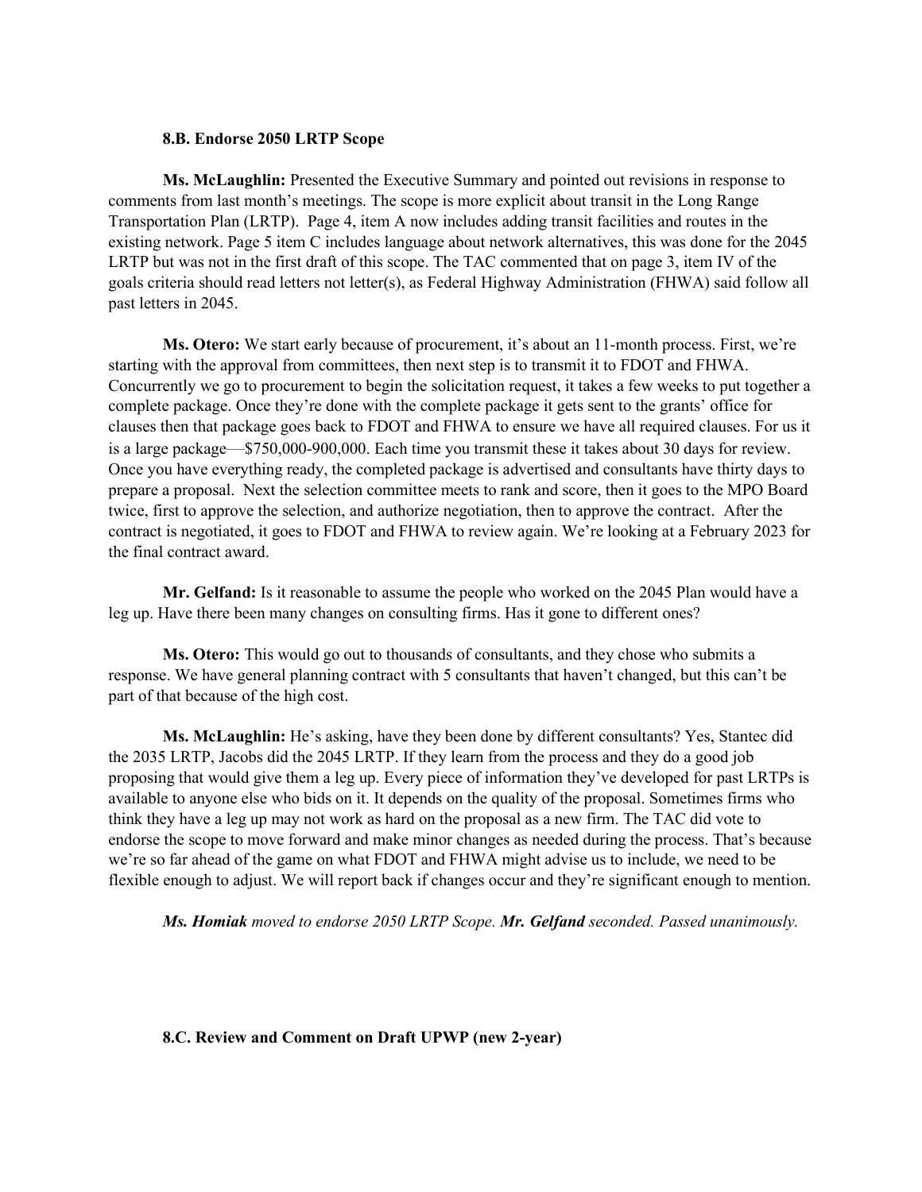**8.B. Endorse 2050 LRTP Scope**

**Ms. McLaughlin:** Presented the Executive Summary and pointed out revisions in response to comments from last month's meetings. The scope is more explicit about transit in the Long Range Transportation Plan (LRTP). Page 4, item A now includes adding transit facilities and routes in the existing network. Page 5 item C includes language about network alternatives, this was done for the 2045 LRTP but was not in the first draft of this scope. The TAC commented that on page 3, item IV of the goals criteria should read letters not letter(s), as Federal Highway Administration (FHWA) said follow all past letters in 2045.

**Ms. Otero:** We start early because of procurement, it's about an 11-month process. First, we're starting with the approval from committees, then next step is to transmit it to FDOT and FHWA. Concurrently we go to procurement to begin the solicitation request, it takes a few weeks to put together a complete package. Once they're done with the complete package it gets sent to the grants' office for clauses then that package goes back to FDOT and FHWA to ensure we have all required clauses. For us it is a large package—$750,000-900,000. Each time you transmit these it takes about 30 days for review. Once you have everything ready, the completed package is advertised and consultants have thirty days to prepare a proposal. Next the selection committee meets to rank and score, then it goes to the MPO Board twice, first to approve the selection, and authorize negotiation, then to approve the contract. After the contract is negotiated, it goes to FDOT and FHWA to review again. We're looking at a February 2023 for the final contract award.

**Mr. Gelfand:** Is it reasonable to assume the people who worked on the 2045 Plan would have a leg up. Have there been many changes on consulting firms. Has it gone to different ones?

**Ms. Otero:** This would go out to thousands of consultants, and they chose who submits a response. We have general planning contract with 5 consultants that haven't changed, but this can't be part of that because of the high cost.

**Ms. McLaughlin:** He's asking, have they been done by different consultants? Yes, Stantec did the 2035 LRTP, Jacobs did the 2045 LRTP. If they learn from the process and they do a good job proposing that would give them a leg up. Every piece of information they've developed for past LRTPs is available to anyone else who bids on it. It depends on the quality of the proposal. Sometimes firms who think they have a leg up may not work as hard on the proposal as a new firm. The TAC did vote to endorse the scope to move forward and make minor changes as needed during the process. That's because we're so far ahead of the game on what FDOT and FHWA might advise us to include, we need to be flexible enough to adjust. We will report back if changes occur and they're significant enough to mention.

***Ms. Homiak*** *moved to endorse 2050 LRTP Scope.* ***Mr. Gelfand*** *seconded. Passed unanimously.*

**8.C. Review and Comment on Draft UPWP (new 2-year)**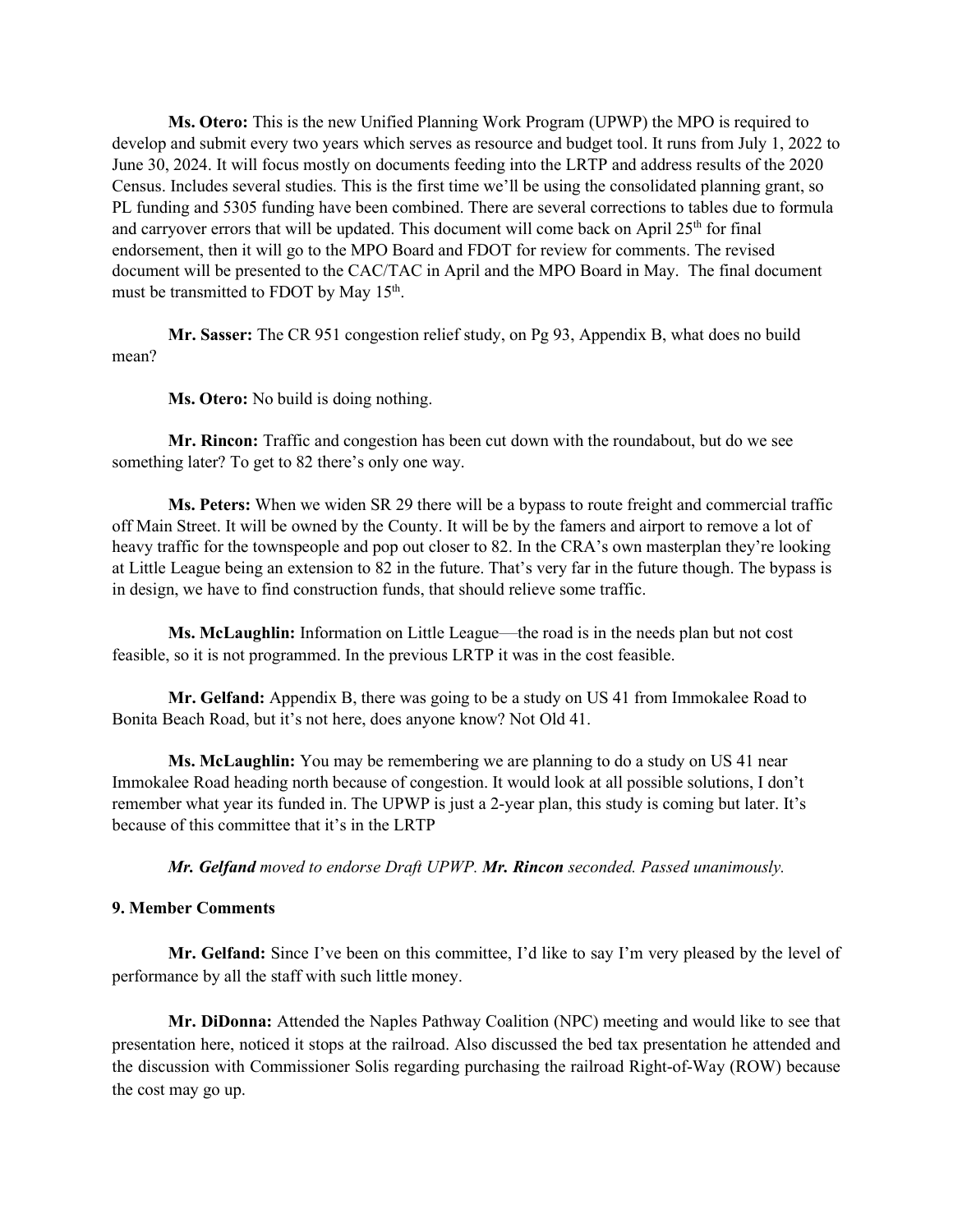**Ms. Otero:** This is the new Unified Planning Work Program (UPWP) the MPO is required to develop and submit every two years which serves as resource and budget tool. It runs from July 1, 2022 to June 30, 2024. It will focus mostly on documents feeding into the LRTP and address results of the 2020 Census. Includes several studies. This is the first time we'll be using the consolidated planning grant, so PL funding and 5305 funding have been combined. There are several corrections to tables due to formula and carryover errors that will be updated. This document will come back on April 25th for final endorsement, then it will go to the MPO Board and FDOT for review for comments. The revised document will be presented to the CAC/TAC in April and the MPO Board in May. The final document must be transmitted to FDOT by May 15th.

**Mr. Sasser:** The CR 951 congestion relief study, on Pg 93, Appendix B, what does no build mean?

**Ms. Otero:** No build is doing nothing.

**Mr. Rincon:** Traffic and congestion has been cut down with the roundabout, but do we see something later? To get to 82 there's only one way.

**Ms. Peters:** When we widen SR 29 there will be a bypass to route freight and commercial traffic off Main Street. It will be owned by the County. It will be by the famers and airport to remove a lot of heavy traffic for the townspeople and pop out closer to 82. In the CRA's own masterplan they're looking at Little League being an extension to 82 in the future. That's very far in the future though. The bypass is in design, we have to find construction funds, that should relieve some traffic.

**Ms. McLaughlin:** Information on Little League—the road is in the needs plan but not cost feasible, so it is not programmed. In the previous LRTP it was in the cost feasible.

**Mr. Gelfand:** Appendix B, there was going to be a study on US 41 from Immokalee Road to Bonita Beach Road, but it's not here, does anyone know? Not Old 41.

**Ms. McLaughlin:** You may be remembering we are planning to do a study on US 41 near Immokalee Road heading north because of congestion. It would look at all possible solutions, I don't remember what year its funded in. The UPWP is just a 2-year plan, this study is coming but later. It's because of this committee that it's in the LRTP

***Mr. Gelfand*** *moved to endorse Draft UPWP.* ***Mr. Rincon*** *seconded. Passed unanimously.*

## 9. Member Comments

**Mr. Gelfand:** Since I've been on this committee, I'd like to say I'm very pleased by the level of performance by all the staff with such little money.

**Mr. DiDonna:** Attended the Naples Pathway Coalition (NPC) meeting and would like to see that presentation here, noticed it stops at the railroad. Also discussed the bed tax presentation he attended and the discussion with Commissioner Solis regarding purchasing the railroad Right-of-Way (ROW) because the cost may go up.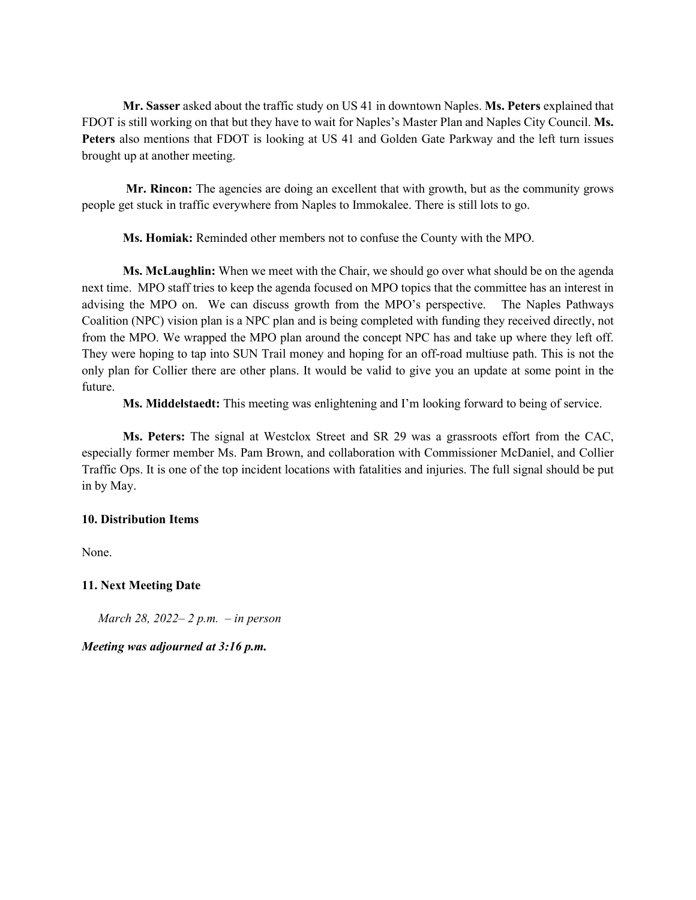**Mr. Sasser** asked about the traffic study on US 41 in downtown Naples. **Ms. Peters** explained that FDOT is still working on that but they have to wait for Naples's Master Plan and Naples City Council. **Ms. Peters** also mentions that FDOT is looking at US 41 and Golden Gate Parkway and the left turn issues brought up at another meeting.

**Mr. Rincon:** The agencies are doing an excellent that with growth, but as the community grows people get stuck in traffic everywhere from Naples to Immokalee. There is still lots to go.

**Ms. Homiak:** Reminded other members not to confuse the County with the MPO.

**Ms. McLaughlin:** When we meet with the Chair, we should go over what should be on the agenda next time. MPO staff tries to keep the agenda focused on MPO topics that the committee has an interest in advising the MPO on. We can discuss growth from the MPO's perspective. The Naples Pathways Coalition (NPC) vision plan is a NPC plan and is being completed with funding they received directly, not from the MPO. We wrapped the MPO plan around the concept NPC has and take up where they left off. They were hoping to tap into SUN Trail money and hoping for an off-road multiuse path. This is not the only plan for Collier there are other plans. It would be valid to give you an update at some point in the future.

**Ms. Middelstaedt:** This meeting was enlightening and I'm looking forward to being of service.

**Ms. Peters:** The signal at Westclox Street and SR 29 was a grassroots effort from the CAC, especially former member Ms. Pam Brown, and collaboration with Commissioner McDaniel, and Collier Traffic Ops. It is one of the top incident locations with fatalities and injuries. The full signal should be put in by May.

**10. Distribution Items**

None.

**11. Next Meeting Date**

*March 28, 2022– 2 p.m. – in person*

***Meeting was adjourned at 3:16 p.m.***